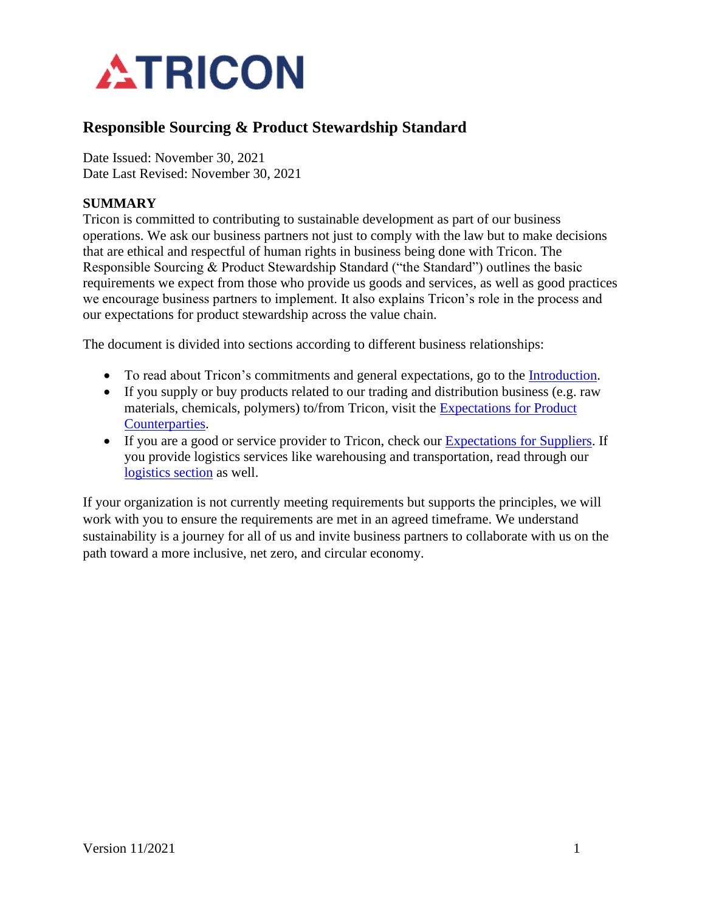TRICON

# Responsible Sourcing & Product Stewardship Standard

Date Issued: November 30, 2021
Date Last Revised: November 30, 2021

**SUMMARY**

Tricon is committed to contributing to sustainable development as part of our business operations. We ask our business partners not just to comply with the law but to make decisions that are ethical and respectful of human rights in business being done with Tricon. The Responsible Sourcing & Product Stewardship Standard ("the Standard") outlines the basic requirements we expect from those who provide us goods and services, as well as good practices we encourage business partners to implement. It also explains Tricon's role in the process and our expectations for product stewardship across the value chain.

The document is divided into sections according to different business relationships:

- To read about Tricon's commitments and general expectations, go to the Introduction.
- If you supply or buy products related to our trading and distribution business (e.g. raw materials, chemicals, polymers) to/from Tricon, visit the Expectations for Product Counterparties.
- If you are a good or service provider to Tricon, check our Expectations for Suppliers. If you provide logistics services like warehousing and transportation, read through our logistics section as well.

If your organization is not currently meeting requirements but supports the principles, we will work with you to ensure the requirements are met in an agreed timeframe. We understand sustainability is a journey for all of us and invite business partners to collaborate with us on the path toward a more inclusive, net zero, and circular economy.

Version 11/2021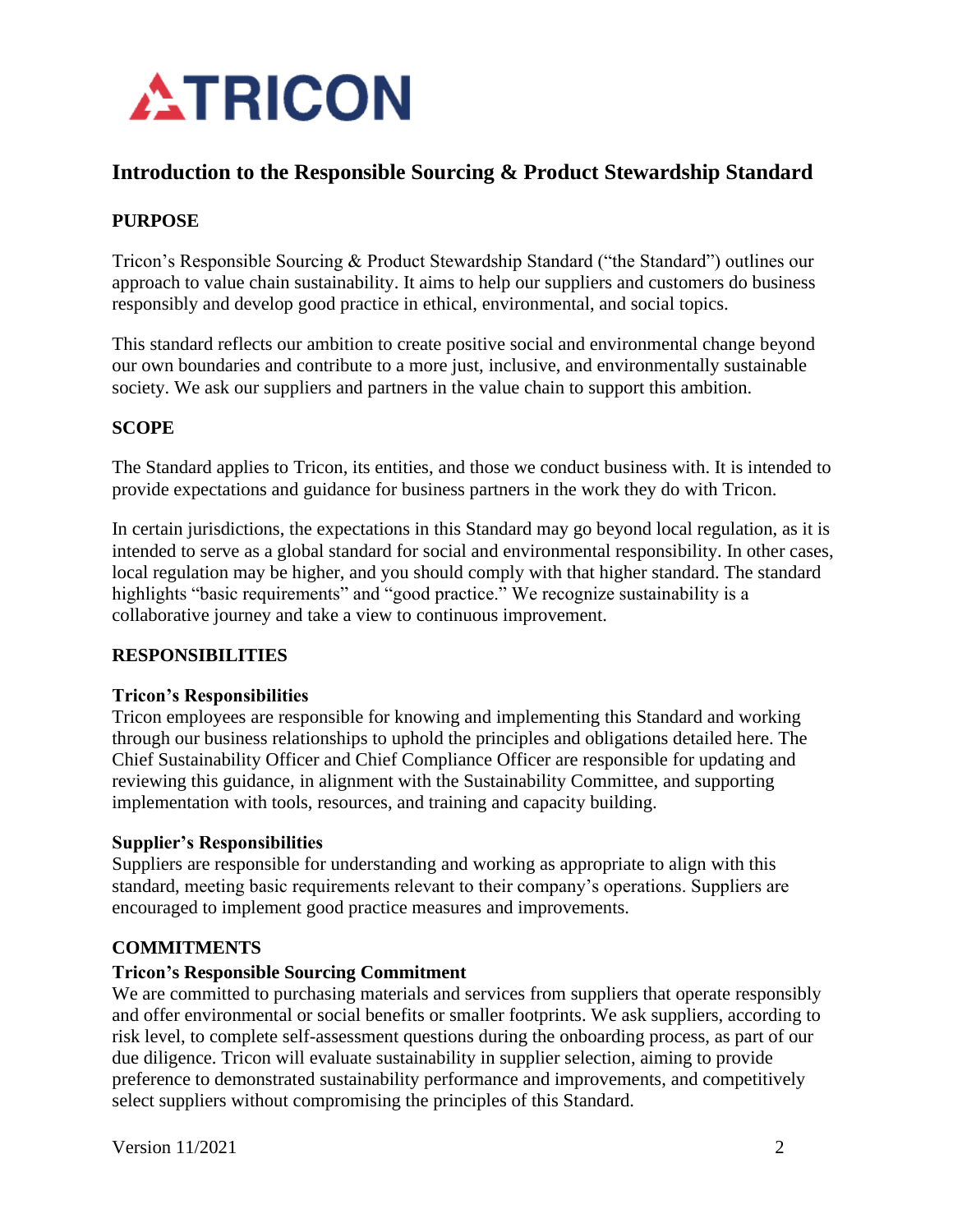# Introduction to the Responsible Sourcing & Product Stewardship Standard

## PURPOSE

Tricon's Responsible Sourcing & Product Stewardship Standard ("the Standard") outlines our approach to value chain sustainability. It aims to help our suppliers and customers do business responsibly and develop good practice in ethical, environmental, and social topics.

This standard reflects our ambition to create positive social and environmental change beyond our own boundaries and contribute to a more just, inclusive, and environmentally sustainable society. We ask our suppliers and partners in the value chain to support this ambition.

## SCOPE

The Standard applies to Tricon, its entities, and those we conduct business with. It is intended to provide expectations and guidance for business partners in the work they do with Tricon.

In certain jurisdictions, the expectations in this Standard may go beyond local regulation, as it is intended to serve as a global standard for social and environmental responsibility. In other cases, local regulation may be higher, and you should comply with that higher standard. The standard highlights "basic requirements" and "good practice." We recognize sustainability is a collaborative journey and take a view to continuous improvement.

## RESPONSIBILITIES

### Tricon's Responsibilities

Tricon employees are responsible for knowing and implementing this Standard and working through our business relationships to uphold the principles and obligations detailed here. The Chief Sustainability Officer and Chief Compliance Officer are responsible for updating and reviewing this guidance, in alignment with the Sustainability Committee, and supporting implementation with tools, resources, and training and capacity building.

### Supplier's Responsibilities

Suppliers are responsible for understanding and working as appropriate to align with this standard, meeting basic requirements relevant to their company's operations. Suppliers are encouraged to implement good practice measures and improvements.

## COMMITMENTS

### Tricon's Responsible Sourcing Commitment

We are committed to purchasing materials and services from suppliers that operate responsibly and offer environmental or social benefits or smaller footprints. We ask suppliers, according to risk level, to complete self-assessment questions during the onboarding process, as part of our due diligence. Tricon will evaluate sustainability in supplier selection, aiming to provide preference to demonstrated sustainability performance and improvements, and competitively select suppliers without compromising the principles of this Standard.

Version 11/2021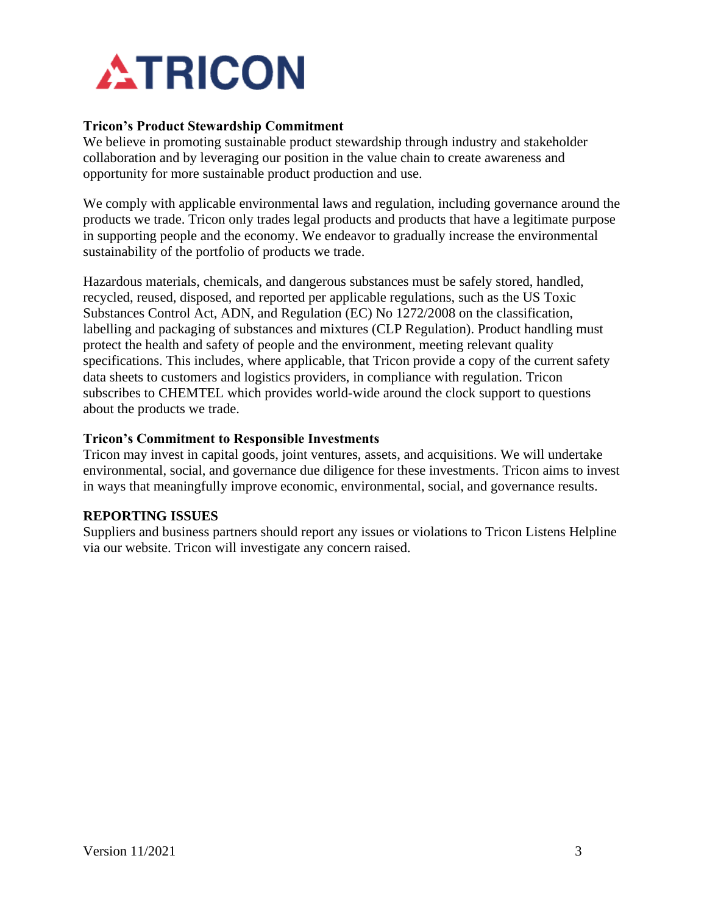### Tricon's Product Stewardship Commitment

We believe in promoting sustainable product stewardship through industry and stakeholder collaboration and by leveraging our position in the value chain to create awareness and opportunity for more sustainable product production and use.

We comply with applicable environmental laws and regulation, including governance around the products we trade. Tricon only trades legal products and products that have a legitimate purpose in supporting people and the economy. We endeavor to gradually increase the environmental sustainability of the portfolio of products we trade.

Hazardous materials, chemicals, and dangerous substances must be safely stored, handled, recycled, reused, disposed, and reported per applicable regulations, such as the US Toxic Substances Control Act, ADN, and Regulation (EC) No 1272/2008 on the classification, labelling and packaging of substances and mixtures (CLP Regulation). Product handling must protect the health and safety of people and the environment, meeting relevant quality specifications. This includes, where applicable, that Tricon provide a copy of the current safety data sheets to customers and logistics providers, in compliance with regulation. Tricon subscribes to CHEMTEL which provides world-wide around the clock support to questions about the products we trade.

### Tricon's Commitment to Responsible Investments

Tricon may invest in capital goods, joint ventures, assets, and acquisitions. We will undertake environmental, social, and governance due diligence for these investments. Tricon aims to invest in ways that meaningfully improve economic, environmental, social, and governance results.

### REPORTING ISSUES

Suppliers and business partners should report any issues or violations to Tricon Listens Helpline via our website. Tricon will investigate any concern raised.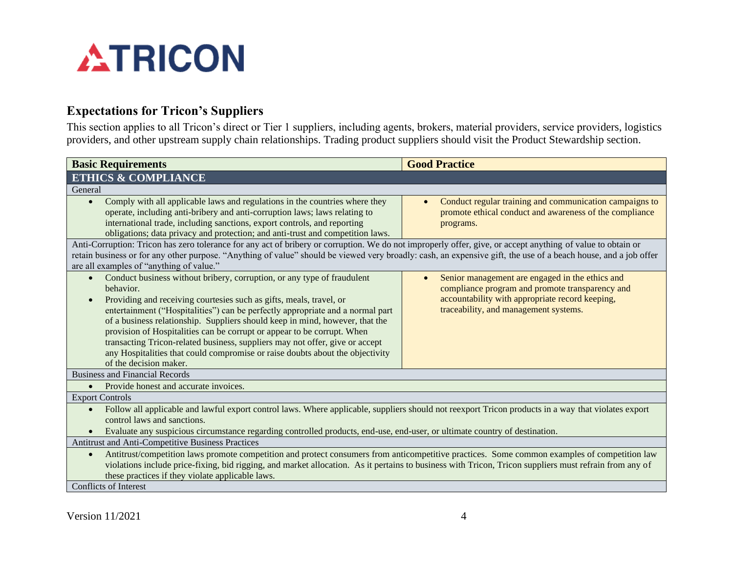# TRICON

## Expectations for Tricon's Suppliers

This section applies to all Tricon's direct or Tier 1 suppliers, including agents, brokers, material providers, service providers, logistics providers, and other upstream supply chain relationships. Trading product suppliers should visit the Product Stewardship section.

| Basic Requirements | Good Practice |
| --- | --- |
| **ETHICS & COMPLIANCE** | |
| General | |
| • Comply with all applicable laws and regulations in the countries where they operate, including anti-bribery and anti-corruption laws; laws relating to international trade, including sanctions, export controls, and reporting obligations; data privacy and protection; and anti-trust and competition laws. | • Conduct regular training and communication campaigns to promote ethical conduct and awareness of the compliance programs. |
| Anti-Corruption: Tricon has zero tolerance for any act of bribery or corruption. We do not improperly offer, give, or accept anything of value to obtain or retain business or for any other purpose. "Anything of value" should be viewed very broadly: cash, an expensive gift, the use of a beach house, and a job offer are all examples of "anything of value." | |
| • Conduct business without bribery, corruption, or any type of fraudulent behavior.<br>• Providing and receiving courtesies such as gifts, meals, travel, or entertainment ("Hospitalities") can be perfectly appropriate and a normal part of a business relationship. Suppliers should keep in mind, however, that the provision of Hospitalities can be corrupt or appear to be corrupt. When transacting Tricon-related business, suppliers may not offer, give or accept any Hospitalities that could compromise or raise doubts about the objectivity of the decision maker. | • Senior management are engaged in the ethics and compliance program and promote transparency and accountability with appropriate record keeping, traceability, and management systems. |
| Business and Financial Records | |
| • Provide honest and accurate invoices. | |
| Export Controls | |
| • Follow all applicable and lawful export control laws. Where applicable, suppliers should not reexport Tricon products in a way that violates export control laws and sanctions.<br>• Evaluate any suspicious circumstance regarding controlled products, end-use, end-user, or ultimate country of destination. | |
| Antitrust and Anti-Competitive Business Practices | |
| • Antitrust/competition laws promote competition and protect consumers from anticompetitive practices. Some common examples of competition law violations include price-fixing, bid rigging, and market allocation. As it pertains to business with Tricon, Tricon suppliers must refrain from any of these practices if they violate applicable laws. | |
| Conflicts of Interest | |

Version 11/2021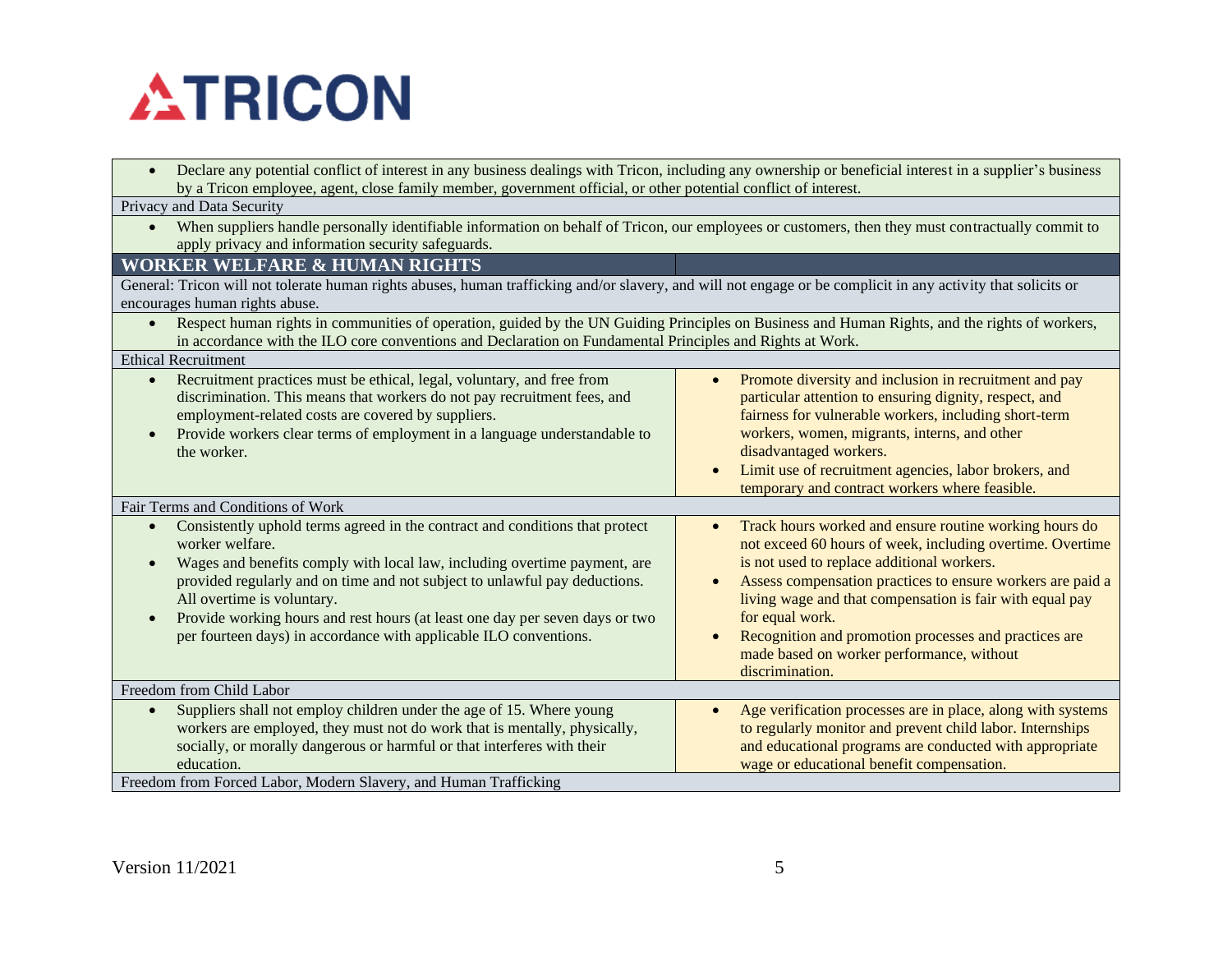| | |
|---|---|
| • Declare any potential conflict of interest in any business dealings with Tricon, including any ownership or beneficial interest in a supplier's business by a Tricon employee, agent, close family member, government official, or other potential conflict of interest. | |
| Privacy and Data Security | |
| • When suppliers handle personally identifiable information on behalf of Tricon, our employees or customers, then they must contractually commit to apply privacy and information security safeguards. | |
| **WORKER WELFARE & HUMAN RIGHTS** | |
| General: Tricon will not tolerate human rights abuses, human trafficking and/or slavery, and will not engage or be complicit in any activity that solicits or encourages human rights abuse. | |
| • Respect human rights in communities of operation, guided by the UN Guiding Principles on Business and Human Rights, and the rights of workers, in accordance with the ILO core conventions and Declaration on Fundamental Principles and Rights at Work. | |
| Ethical Recruitment | |
| • Recruitment practices must be ethical, legal, voluntary, and free from discrimination. This means that workers do not pay recruitment fees, and employment-related costs are covered by suppliers.<br>• Provide workers clear terms of employment in a language understandable to the worker. | • Promote diversity and inclusion in recruitment and pay particular attention to ensuring dignity, respect, and fairness for vulnerable workers, including short-term workers, women, migrants, interns, and other disadvantaged workers.<br>• Limit use of recruitment agencies, labor brokers, and temporary and contract workers where feasible. |
| Fair Terms and Conditions of Work | |
| • Consistently uphold terms agreed in the contract and conditions that protect worker welfare.<br>• Wages and benefits comply with local law, including overtime payment, are provided regularly and on time and not subject to unlawful pay deductions. All overtime is voluntary.<br>• Provide working hours and rest hours (at least one day per seven days or two per fourteen days) in accordance with applicable ILO conventions. | • Track hours worked and ensure routine working hours do not exceed 60 hours of week, including overtime. Overtime is not used to replace additional workers.<br>• Assess compensation practices to ensure workers are paid a living wage and that compensation is fair with equal pay for equal work.<br>• Recognition and promotion processes and practices are made based on worker performance, without discrimination. |
| Freedom from Child Labor | |
| • Suppliers shall not employ children under the age of 15. Where young workers are employed, they must not do work that is mentally, physically, socially, or morally dangerous or harmful or that interferes with their education. | • Age verification processes are in place, along with systems to regularly monitor and prevent child labor. Internships and educational programs are conducted with appropriate wage or educational benefit compensation. |
| Freedom from Forced Labor, Modern Slavery, and Human Trafficking | |

Version 11/2021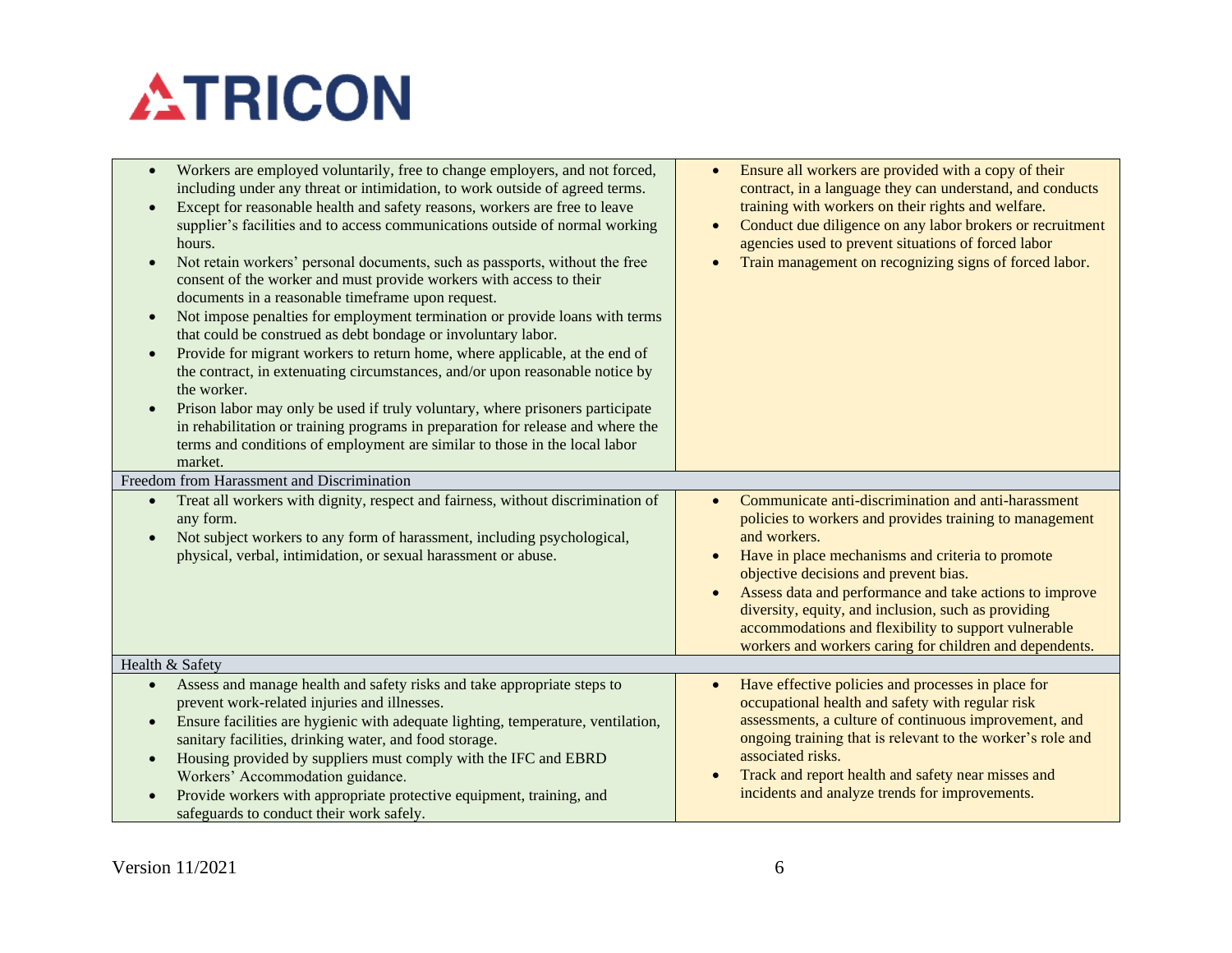| | |
|---|---|
| • Workers are employed voluntarily, free to change employers, and not forced, including under any threat or intimidation, to work outside of agreed terms.<br>• Except for reasonable health and safety reasons, workers are free to leave supplier's facilities and to access communications outside of normal working hours.<br>• Not retain workers' personal documents, such as passports, without the free consent of the worker and must provide workers with access to their documents in a reasonable timeframe upon request.<br>• Not impose penalties for employment termination or provide loans with terms that could be construed as debt bondage or involuntary labor.<br>• Provide for migrant workers to return home, where applicable, at the end of the contract, in extenuating circumstances, and/or upon reasonable notice by the worker.<br>• Prison labor may only be used if truly voluntary, where prisoners participate in rehabilitation or training programs in preparation for release and where the terms and conditions of employment are similar to those in the local labor market. | • Ensure all workers are provided with a copy of their contract, in a language they can understand, and conducts training with workers on their rights and welfare.<br>• Conduct due diligence on any labor brokers or recruitment agencies used to prevent situations of forced labor<br>• Train management on recognizing signs of forced labor. |
| Freedom from Harassment and Discrimination | |
| • Treat all workers with dignity, respect and fairness, without discrimination of any form.<br>• Not subject workers to any form of harassment, including psychological, physical, verbal, intimidation, or sexual harassment or abuse. | • Communicate anti-discrimination and anti-harassment policies to workers and provides training to management and workers.<br>• Have in place mechanisms and criteria to promote objective decisions and prevent bias.<br>• Assess data and performance and take actions to improve diversity, equity, and inclusion, such as providing accommodations and flexibility to support vulnerable workers and workers caring for children and dependents. |
| Health & Safety | |
| • Assess and manage health and safety risks and take appropriate steps to prevent work-related injuries and illnesses.<br>• Ensure facilities are hygienic with adequate lighting, temperature, ventilation, sanitary facilities, drinking water, and food storage.<br>• Housing provided by suppliers must comply with the IFC and EBRD Workers' Accommodation guidance.<br>• Provide workers with appropriate protective equipment, training, and safeguards to conduct their work safely. | • Have effective policies and processes in place for occupational health and safety with regular risk assessments, a culture of continuous improvement, and ongoing training that is relevant to the worker's role and associated risks.<br>• Track and report health and safety near misses and incidents and analyze trends for improvements. |

Version 11/2021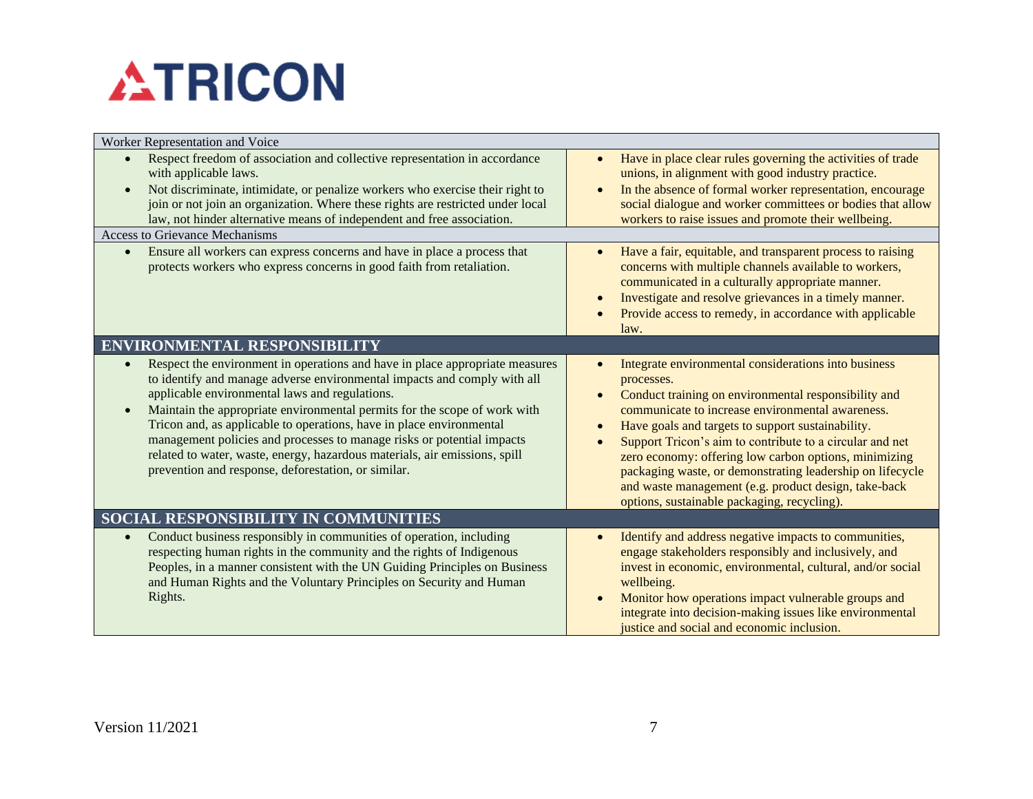| | |
|---|---|
| **Worker Representation and Voice** | |
| • Respect freedom of association and collective representation in accordance with applicable laws.<br>• Not discriminate, intimidate, or penalize workers who exercise their right to join or not join an organization. Where these rights are restricted under local law, not hinder alternative means of independent and free association. | • Have in place clear rules governing the activities of trade unions, in alignment with good industry practice.<br>• In the absence of formal worker representation, encourage social dialogue and worker committees or bodies that allow workers to raise issues and promote their wellbeing. |
| **Access to Grievance Mechanisms** | |
| • Ensure all workers can express concerns and have in place a process that protects workers who express concerns in good faith from retaliation. | • Have a fair, equitable, and transparent process to raising concerns with multiple channels available to workers, communicated in a culturally appropriate manner.<br>• Investigate and resolve grievances in a timely manner.<br>• Provide access to remedy, in accordance with applicable law. |
| **ENVIRONMENTAL RESPONSIBILITY** | |
| • Respect the environment in operations and have in place appropriate measures to identify and manage adverse environmental impacts and comply with all applicable environmental laws and regulations.<br>• Maintain the appropriate environmental permits for the scope of work with Tricon and, as applicable to operations, have in place environmental management policies and processes to manage risks or potential impacts related to water, waste, energy, hazardous materials, air emissions, spill prevention and response, deforestation, or similar. | • Integrate environmental considerations into business processes.<br>• Conduct training on environmental responsibility and communicate to increase environmental awareness.<br>• Have goals and targets to support sustainability.<br>• Support Tricon's aim to contribute to a circular and net zero economy: offering low carbon options, minimizing packaging waste, or demonstrating leadership on lifecycle and waste management (e.g. product design, take-back options, sustainable packaging, recycling). |
| **SOCIAL RESPONSIBILITY IN COMMUNITIES** | |
| • Conduct business responsibly in communities of operation, including respecting human rights in the community and the rights of Indigenous Peoples, in a manner consistent with the UN Guiding Principles on Business and Human Rights and the Voluntary Principles on Security and Human Rights. | • Identify and address negative impacts to communities, engage stakeholders responsibly and inclusively, and invest in economic, environmental, cultural, and/or social wellbeing.<br>• Monitor how operations impact vulnerable groups and integrate into decision-making issues like environmental justice and social and economic inclusion. |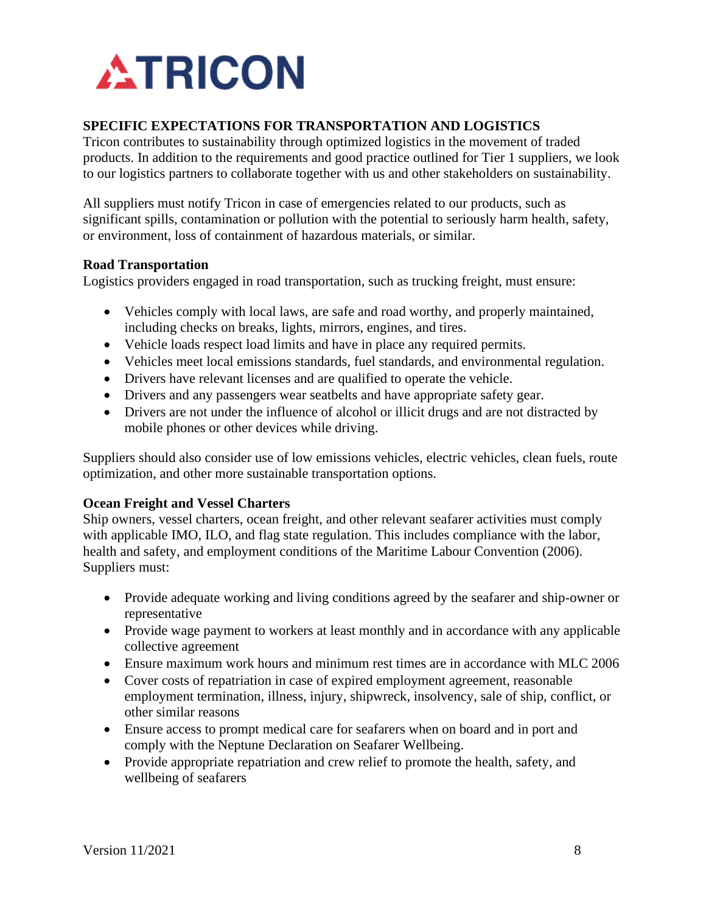## SPECIFIC EXPECTATIONS FOR TRANSPORTATION AND LOGISTICS

Tricon contributes to sustainability through optimized logistics in the movement of traded products. In addition to the requirements and good practice outlined for Tier 1 suppliers, we look to our logistics partners to collaborate together with us and other stakeholders on sustainability.

All suppliers must notify Tricon in case of emergencies related to our products, such as significant spills, contamination or pollution with the potential to seriously harm health, safety, or environment, loss of containment of hazardous materials, or similar.

### Road Transportation

Logistics providers engaged in road transportation, such as trucking freight, must ensure:

- Vehicles comply with local laws, are safe and road worthy, and properly maintained, including checks on breaks, lights, mirrors, engines, and tires.
- Vehicle loads respect load limits and have in place any required permits.
- Vehicles meet local emissions standards, fuel standards, and environmental regulation.
- Drivers have relevant licenses and are qualified to operate the vehicle.
- Drivers and any passengers wear seatbelts and have appropriate safety gear.
- Drivers are not under the influence of alcohol or illicit drugs and are not distracted by mobile phones or other devices while driving.

Suppliers should also consider use of low emissions vehicles, electric vehicles, clean fuels, route optimization, and other more sustainable transportation options.

### Ocean Freight and Vessel Charters

Ship owners, vessel charters, ocean freight, and other relevant seafarer activities must comply with applicable IMO, ILO, and flag state regulation. This includes compliance with the labor, health and safety, and employment conditions of the Maritime Labour Convention (2006). Suppliers must:

- Provide adequate working and living conditions agreed by the seafarer and ship-owner or representative
- Provide wage payment to workers at least monthly and in accordance with any applicable collective agreement
- Ensure maximum work hours and minimum rest times are in accordance with MLC 2006
- Cover costs of repatriation in case of expired employment agreement, reasonable employment termination, illness, injury, shipwreck, insolvency, sale of ship, conflict, or other similar reasons
- Ensure access to prompt medical care for seafarers when on board and in port and comply with the Neptune Declaration on Seafarer Wellbeing.
- Provide appropriate repatriation and crew relief to promote the health, safety, and wellbeing of seafarers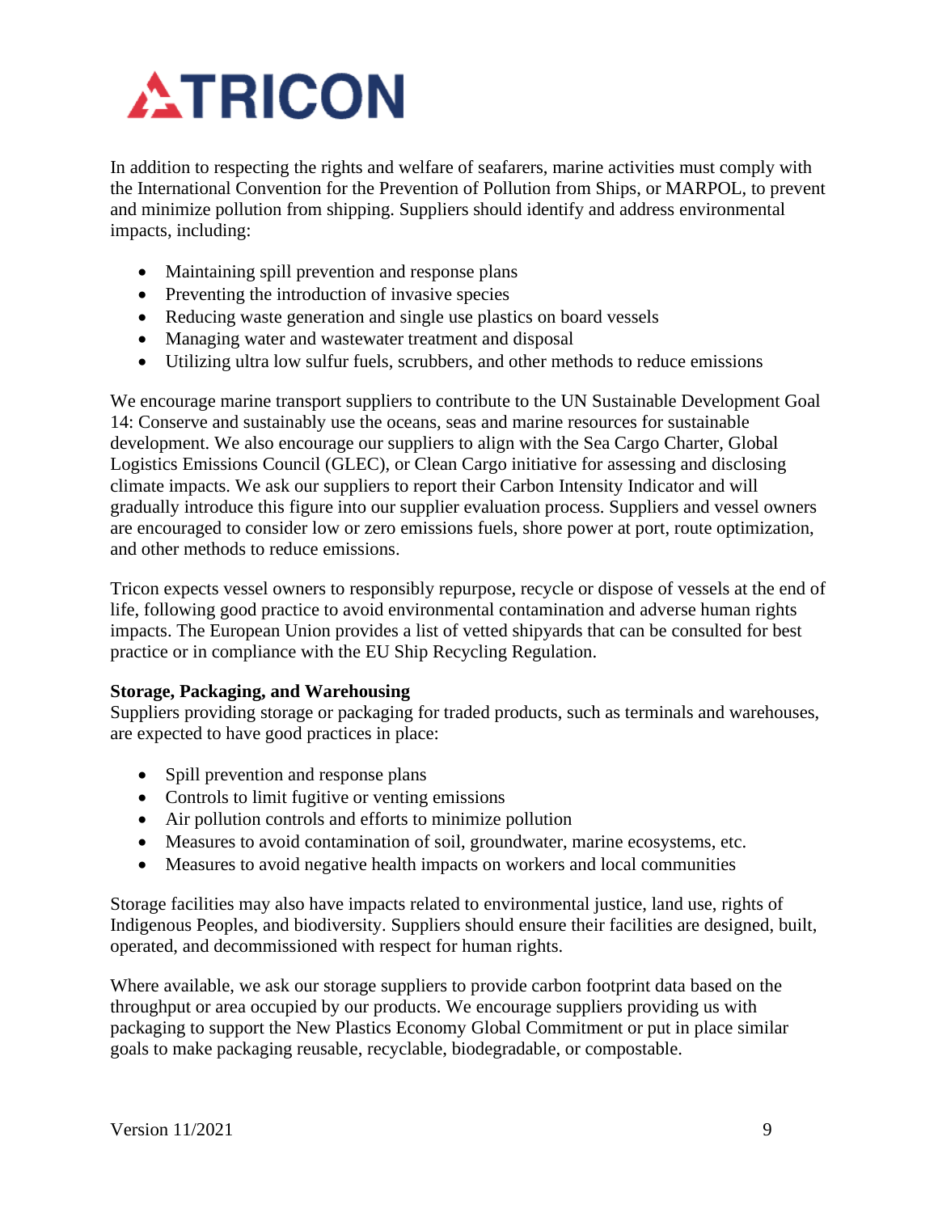In addition to respecting the rights and welfare of seafarers, marine activities must comply with the International Convention for the Prevention of Pollution from Ships, or MARPOL, to prevent and minimize pollution from shipping. Suppliers should identify and address environmental impacts, including:

- Maintaining spill prevention and response plans
- Preventing the introduction of invasive species
- Reducing waste generation and single use plastics on board vessels
- Managing water and wastewater treatment and disposal
- Utilizing ultra low sulfur fuels, scrubbers, and other methods to reduce emissions

We encourage marine transport suppliers to contribute to the UN Sustainable Development Goal 14: Conserve and sustainably use the oceans, seas and marine resources for sustainable development. We also encourage our suppliers to align with the Sea Cargo Charter, Global Logistics Emissions Council (GLEC), or Clean Cargo initiative for assessing and disclosing climate impacts. We ask our suppliers to report their Carbon Intensity Indicator and will gradually introduce this figure into our supplier evaluation process. Suppliers and vessel owners are encouraged to consider low or zero emissions fuels, shore power at port, route optimization, and other methods to reduce emissions.

Tricon expects vessel owners to responsibly repurpose, recycle or dispose of vessels at the end of life, following good practice to avoid environmental contamination and adverse human rights impacts. The European Union provides a list of vetted shipyards that can be consulted for best practice or in compliance with the EU Ship Recycling Regulation.

**Storage, Packaging, and Warehousing**

Suppliers providing storage or packaging for traded products, such as terminals and warehouses, are expected to have good practices in place:

- Spill prevention and response plans
- Controls to limit fugitive or venting emissions
- Air pollution controls and efforts to minimize pollution
- Measures to avoid contamination of soil, groundwater, marine ecosystems, etc.
- Measures to avoid negative health impacts on workers and local communities

Storage facilities may also have impacts related to environmental justice, land use, rights of Indigenous Peoples, and biodiversity. Suppliers should ensure their facilities are designed, built, operated, and decommissioned with respect for human rights.

Where available, we ask our storage suppliers to provide carbon footprint data based on the throughput or area occupied by our products. We encourage suppliers providing us with packaging to support the New Plastics Economy Global Commitment or put in place similar goals to make packaging reusable, recyclable, biodegradable, or compostable.

Version 11/2021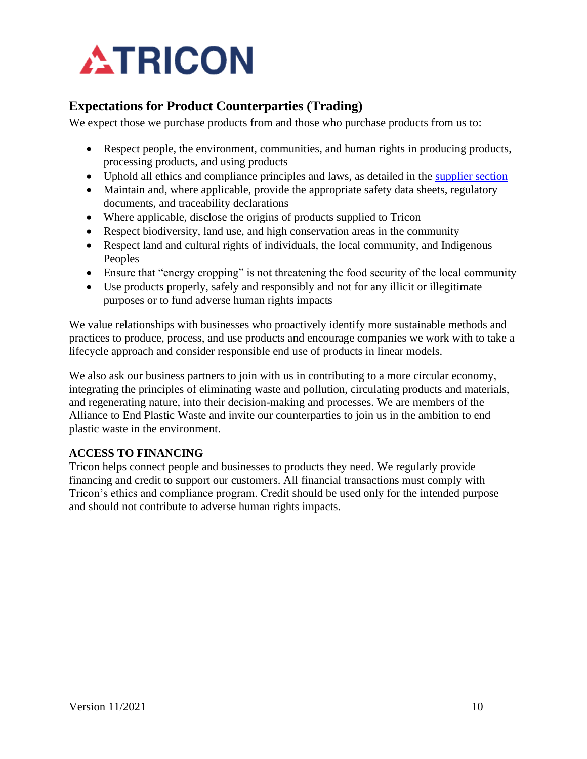## Expectations for Product Counterparties (Trading)

We expect those we purchase products from and those who purchase products from us to:

- Respect people, the environment, communities, and human rights in producing products, processing products, and using products
- Uphold all ethics and compliance principles and laws, as detailed in the supplier section
- Maintain and, where applicable, provide the appropriate safety data sheets, regulatory documents, and traceability declarations
- Where applicable, disclose the origins of products supplied to Tricon
- Respect biodiversity, land use, and high conservation areas in the community
- Respect land and cultural rights of individuals, the local community, and Indigenous Peoples
- Ensure that "energy cropping" is not threatening the food security of the local community
- Use products properly, safely and responsibly and not for any illicit or illegitimate purposes or to fund adverse human rights impacts

We value relationships with businesses who proactively identify more sustainable methods and practices to produce, process, and use products and encourage companies we work with to take a lifecycle approach and consider responsible end use of products in linear models.

We also ask our business partners to join with us in contributing to a more circular economy, integrating the principles of eliminating waste and pollution, circulating products and materials, and regenerating nature, into their decision-making and processes. We are members of the Alliance to End Plastic Waste and invite our counterparties to join us in the ambition to end plastic waste in the environment.

**ACCESS TO FINANCING**

Tricon helps connect people and businesses to products they need. We regularly provide financing and credit to support our customers. All financial transactions must comply with Tricon's ethics and compliance program. Credit should be used only for the intended purpose and should not contribute to adverse human rights impacts.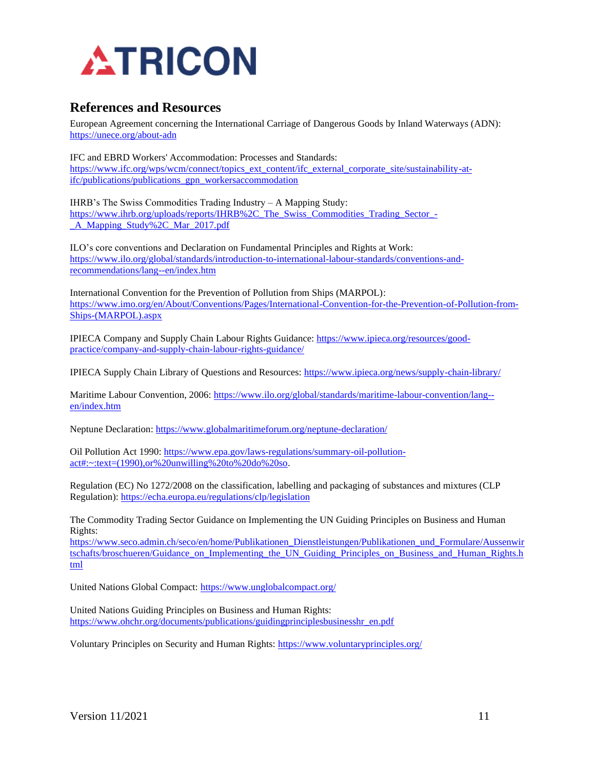## References and Resources

European Agreement concerning the International Carriage of Dangerous Goods by Inland Waterways (ADN): https://unece.org/about-adn

IFC and EBRD Workers' Accommodation: Processes and Standards: https://www.ifc.org/wps/wcm/connect/topics_ext_content/ifc_external_corporate_site/sustainability-at-ifc/publications/publications_gpn_workersaccommodation

IHRB's The Swiss Commodities Trading Industry – A Mapping Study: https://www.ihrb.org/uploads/reports/IHRB%2C_The_Swiss_Commodities_Trading_Sector_-_A_Mapping_Study%2C_Mar_2017.pdf

ILO's core conventions and Declaration on Fundamental Principles and Rights at Work: https://www.ilo.org/global/standards/introduction-to-international-labour-standards/conventions-and-recommendations/lang--en/index.htm

International Convention for the Prevention of Pollution from Ships (MARPOL): https://www.imo.org/en/About/Conventions/Pages/International-Convention-for-the-Prevention-of-Pollution-from-Ships-(MARPOL).aspx

IPIECA Company and Supply Chain Labour Rights Guidance: https://www.ipieca.org/resources/good-practice/company-and-supply-chain-labour-rights-guidance/

IPIECA Supply Chain Library of Questions and Resources: https://www.ipieca.org/news/supply-chain-library/

Maritime Labour Convention, 2006: https://www.ilo.org/global/standards/maritime-labour-convention/lang--en/index.htm

Neptune Declaration: https://www.globalmaritimeforum.org/neptune-declaration/

Oil Pollution Act 1990: https://www.epa.gov/laws-regulations/summary-oil-pollution-act#:~:text=(1990),or%20unwilling%20to%20do%20so.

Regulation (EC) No 1272/2008 on the classification, labelling and packaging of substances and mixtures (CLP Regulation): https://echa.europa.eu/regulations/clp/legislation

The Commodity Trading Sector Guidance on Implementing the UN Guiding Principles on Business and Human Rights: https://www.seco.admin.ch/seco/en/home/Publikationen_Dienstleistungen/Publikationen_und_Formulare/Aussenwirtschafts/broschueren/Guidance_on_Implementing_the_UN_Guiding_Principles_on_Business_and_Human_Rights.html

United Nations Global Compact: https://www.unglobalcompact.org/

United Nations Guiding Principles on Business and Human Rights: https://www.ohchr.org/documents/publications/guidingprinciplesbusinesshr_en.pdf

Voluntary Principles on Security and Human Rights: https://www.voluntaryprinciples.org/

Version 11/2021